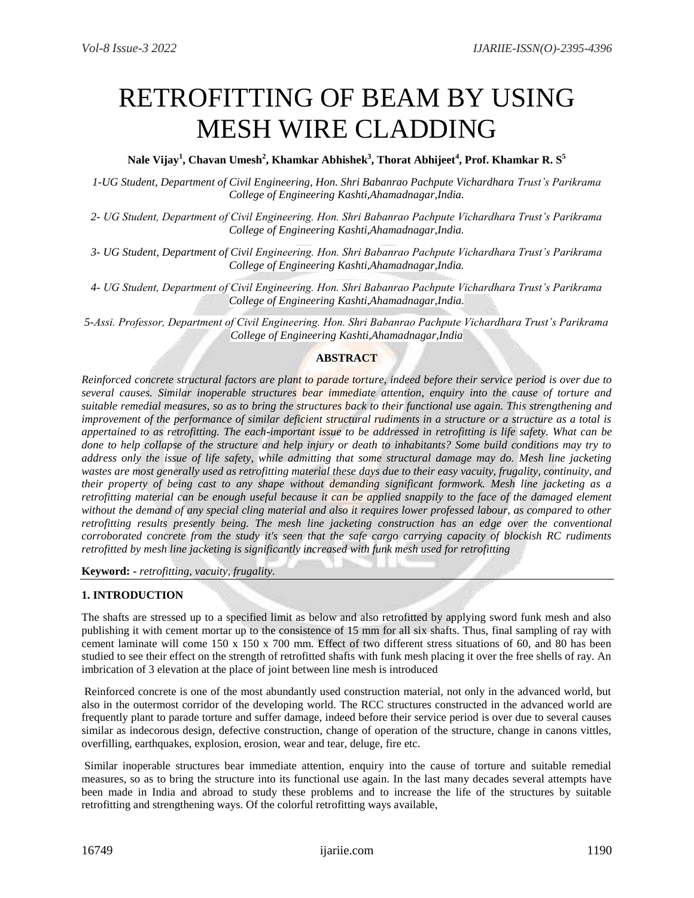# RETROFITTING OF BEAM BY USING MESH WIRE CLADDING

**Nale Vijay[1], Chavan Umesh[2], Khamkar Abhishek[3], Thorat Abhijeet[4], Prof. Khamkar R. S[5]**

*1-UG Student, Department of Civil Engineering, Hon. Shri Babanrao Pachpute Vichardhara Trust's Parikrama College of Engineering Kashti,Ahamadnagar,India.*

*2- UG Student, Department of Civil Engineering. Hon. Shri Babanrao Pachpute Vichardhara Trust's Parikrama College of Engineering Kashti,Ahamadnagar,India.*

*3- UG Student, Department of Civil Engineering. Hon. Shri Babanrao Pachpute Vichardhara Trust's Parikrama College of Engineering Kashti,Ahamadnagar,India.*

*4- UG Student, Department of Civil Engineering. Hon. Shri Babanrao Pachpute Vichardhara Trust's Parikrama College of Engineering Kashti,Ahamadnagar,India.*

*5-Assi. Professor, Department of Civil Engineering. Hon. Shri Babanrao Pachpute Vichardhara Trust's Parikrama College of Engineering Kashti,Ahamadnagar,India*

**ABSTRACT**

*Reinforced concrete structural factors are plant to parade torture, indeed before their service period is over due to several causes. Similar inoperable structures bear immediate attention, enquiry into the cause of torture and suitable remedial measures, so as to bring the structures back to their functional use again. This strengthening and improvement of the performance of similar deficient structural rudiments in a structure or a structure as a total is appertained to as retrofitting. The each-important issue to be addressed in retrofitting is life safety. What can be done to help collapse of the structure and help injury or death to inhabitants? Some build conditions may try to address only the issue of life safety, while admitting that some structural damage may do. Mesh line jacketing wastes are most generally used as retrofitting material these days due to their easy vacuity, frugality, continuity, and their property of being cast to any shape without demanding significant formwork. Mesh line jacketing as a retrofitting material can be enough useful because it can be applied snappily to the face of the damaged element without the demand of any special cling material and also it requires lower professed labour, as compared to other retrofitting results presently being. The mesh line jacketing construction has an edge over the conventional corroborated concrete from the study it's seen that the safe cargo carrying capacity of blockish RC rudiments retrofitted by mesh line jacketing is significantly increased with funk mesh used for retrofitting*

**Keyword: -** *retrofitting, vacuity, frugality.*

## 1. INTRODUCTION

The shafts are stressed up to a specified limit as below and also retrofitted by applying sword funk mesh and also publishing it with cement mortar up to the consistence of 15 mm for all six shafts. Thus, final sampling of ray with cement laminate will come 150 x 150 x 700 mm. Effect of two different stress situations of 60, and 80 has been studied to see their effect on the strength of retrofitted shafts with funk mesh placing it over the free shells of ray. An imbrication of 3 elevation at the place of joint between line mesh is introduced

Reinforced concrete is one of the most abundantly used construction material, not only in the advanced world, but also in the outermost corridor of the developing world. The RCC structures constructed in the advanced world are frequently plant to parade torture and suffer damage, indeed before their service period is over due to several causes similar as indecorous design, defective construction, change of operation of the structure, change in canons vittles, overfilling, earthquakes, explosion, erosion, wear and tear, deluge, fire etc.

Similar inoperable structures bear immediate attention, enquiry into the cause of torture and suitable remedial measures, so as to bring the structure into its functional use again. In the last many decades several attempts have been made in India and abroad to study these problems and to increase the life of the structures by suitable retrofitting and strengthening ways. Of the colorful retrofitting ways available,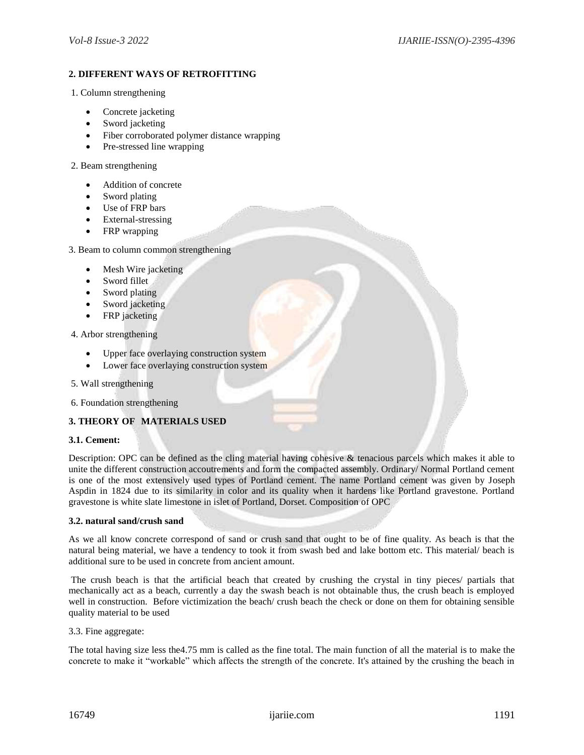## 2. DIFFERENT WAYS OF RETROFITTING

1. Column strengthening

- Concrete jacketing
- Sword jacketing
- Fiber corroborated polymer distance wrapping
- Pre-stressed line wrapping

2. Beam strengthening

- Addition of concrete
- Sword plating
- Use of FRP bars
- External-stressing
- FRP wrapping

3. Beam to column common strengthening

- Mesh Wire jacketing
- Sword fillet
- Sword plating
- Sword jacketing
- FRP jacketing

4. Arbor strengthening

- Upper face overlaying construction system
- Lower face overlaying construction system

5. Wall strengthening

6. Foundation strengthening

## 3. THEORY OF MATERIALS USED

### 3.1. Cement:

Description: OPC can be defined as the cling material having cohesive & tenacious parcels which makes it able to unite the different construction accoutrements and form the compacted assembly. Ordinary/ Normal Portland cement is one of the most extensively used types of Portland cement. The name Portland cement was given by Joseph Aspdin in 1824 due to its similarity in color and its quality when it hardens like Portland gravestone. Portland gravestone is white slate limestone in islet of Portland, Dorset. Composition of OPC

### 3.2. natural sand/crush sand

As we all know concrete correspond of sand or crush sand that ought to be of fine quality. As beach is that the natural being material, we have a tendency to took it from swash bed and lake bottom etc. This material/ beach is additional sure to be used in concrete from ancient amount.

The crush beach is that the artificial beach that created by crushing the crystal in tiny pieces/ partials that mechanically act as a beach, currently a day the swash beach is not obtainable thus, the crush beach is employed well in construction. Before victimization the beach/ crush beach the check or done on them for obtaining sensible quality material to be used

3.3. Fine aggregate:

The total having size less the4.75 mm is called as the fine total. The main function of all the material is to make the concrete to make it "workable" which affects the strength of the concrete. It's attained by the crushing the beach in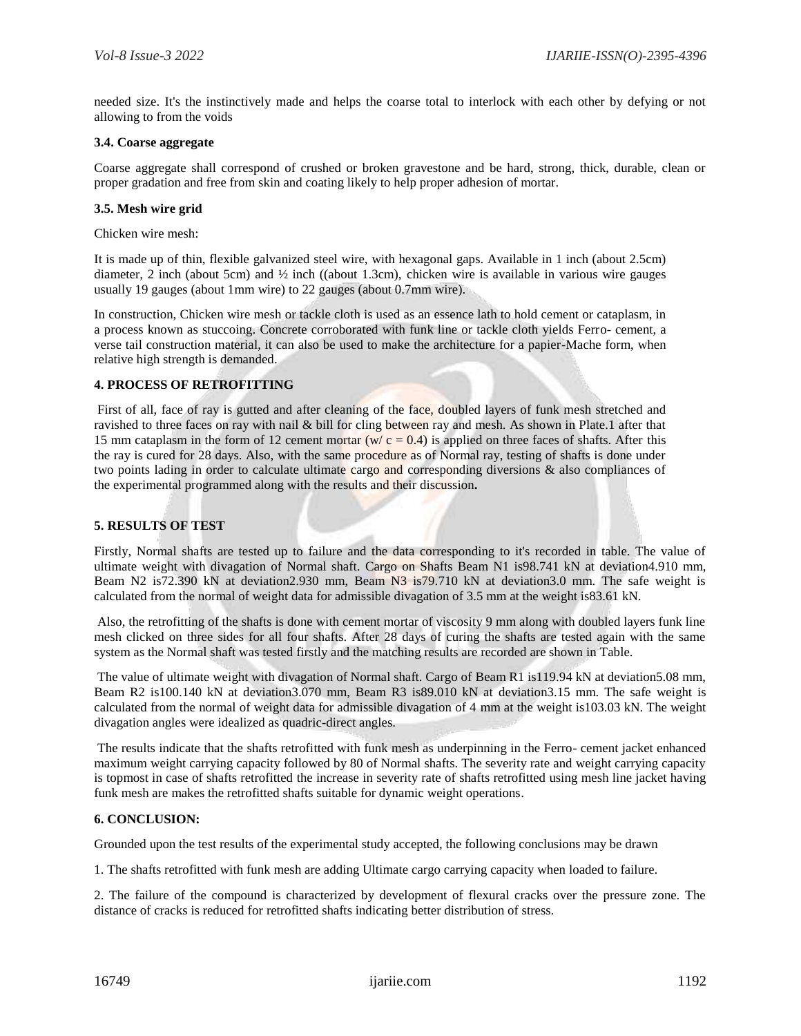needed size. It's the instinctively made and helps the coarse total to interlock with each other by defying or not allowing to from the voids

### 3.4. Coarse aggregate

Coarse aggregate shall correspond of crushed or broken gravestone and be hard, strong, thick, durable, clean or proper gradation and free from skin and coating likely to help proper adhesion of mortar.

### 3.5. Mesh wire grid

Chicken wire mesh:

It is made up of thin, flexible galvanized steel wire, with hexagonal gaps. Available in 1 inch (about 2.5cm) diameter, 2 inch (about 5cm) and ½ inch ((about 1.3cm), chicken wire is available in various wire gauges usually 19 gauges (about 1mm wire) to 22 gauges (about 0.7mm wire).

In construction, Chicken wire mesh or tackle cloth is used as an essence lath to hold cement or cataplasm, in a process known as stuccoing. Concrete corroborated with funk line or tackle cloth yields Ferro- cement, a verse tail construction material, it can also be used to make the architecture for a papier-Mache form, when relative high strength is demanded.

## 4. PROCESS OF RETROFITTING

First of all, face of ray is gutted and after cleaning of the face, doubled layers of funk mesh stretched and ravished to three faces on ray with nail & bill for cling between ray and mesh. As shown in Plate.1 after that 15 mm cataplasm in the form of 12 cement mortar (w/ c = 0.4) is applied on three faces of shafts. After this the ray is cured for 28 days. Also, with the same procedure as of Normal ray, testing of shafts is done under two points lading in order to calculate ultimate cargo and corresponding diversions & also compliances of the experimental programmed along with the results and their discussion**.**

## 5. RESULTS OF TEST

Firstly, Normal shafts are tested up to failure and the data corresponding to it's recorded in table. The value of ultimate weight with divagation of Normal shaft. Cargo on Shafts Beam N1 is98.741 kN at deviation4.910 mm, Beam N2 is72.390 kN at deviation2.930 mm, Beam N3 is79.710 kN at deviation3.0 mm. The safe weight is calculated from the normal of weight data for admissible divagation of 3.5 mm at the weight is83.61 kN.

Also, the retrofitting of the shafts is done with cement mortar of viscosity 9 mm along with doubled layers funk line mesh clicked on three sides for all four shafts. After 28 days of curing the shafts are tested again with the same system as the Normal shaft was tested firstly and the matching results are recorded are shown in Table.

The value of ultimate weight with divagation of Normal shaft. Cargo of Beam R1 is119.94 kN at deviation5.08 mm, Beam R2 is100.140 kN at deviation3.070 mm, Beam R3 is89.010 kN at deviation3.15 mm. The safe weight is calculated from the normal of weight data for admissible divagation of 4 mm at the weight is103.03 kN. The weight divagation angles were idealized as quadric-direct angles.

The results indicate that the shafts retrofitted with funk mesh as underpinning in the Ferro- cement jacket enhanced maximum weight carrying capacity followed by 80 of Normal shafts. The severity rate and weight carrying capacity is topmost in case of shafts retrofitted the increase in severity rate of shafts retrofitted using mesh line jacket having funk mesh are makes the retrofitted shafts suitable for dynamic weight operations.

## 6. CONCLUSION:

Grounded upon the test results of the experimental study accepted, the following conclusions may be drawn

1. The shafts retrofitted with funk mesh are adding Ultimate cargo carrying capacity when loaded to failure.

2. The failure of the compound is characterized by development of flexural cracks over the pressure zone. The distance of cracks is reduced for retrofitted shafts indicating better distribution of stress.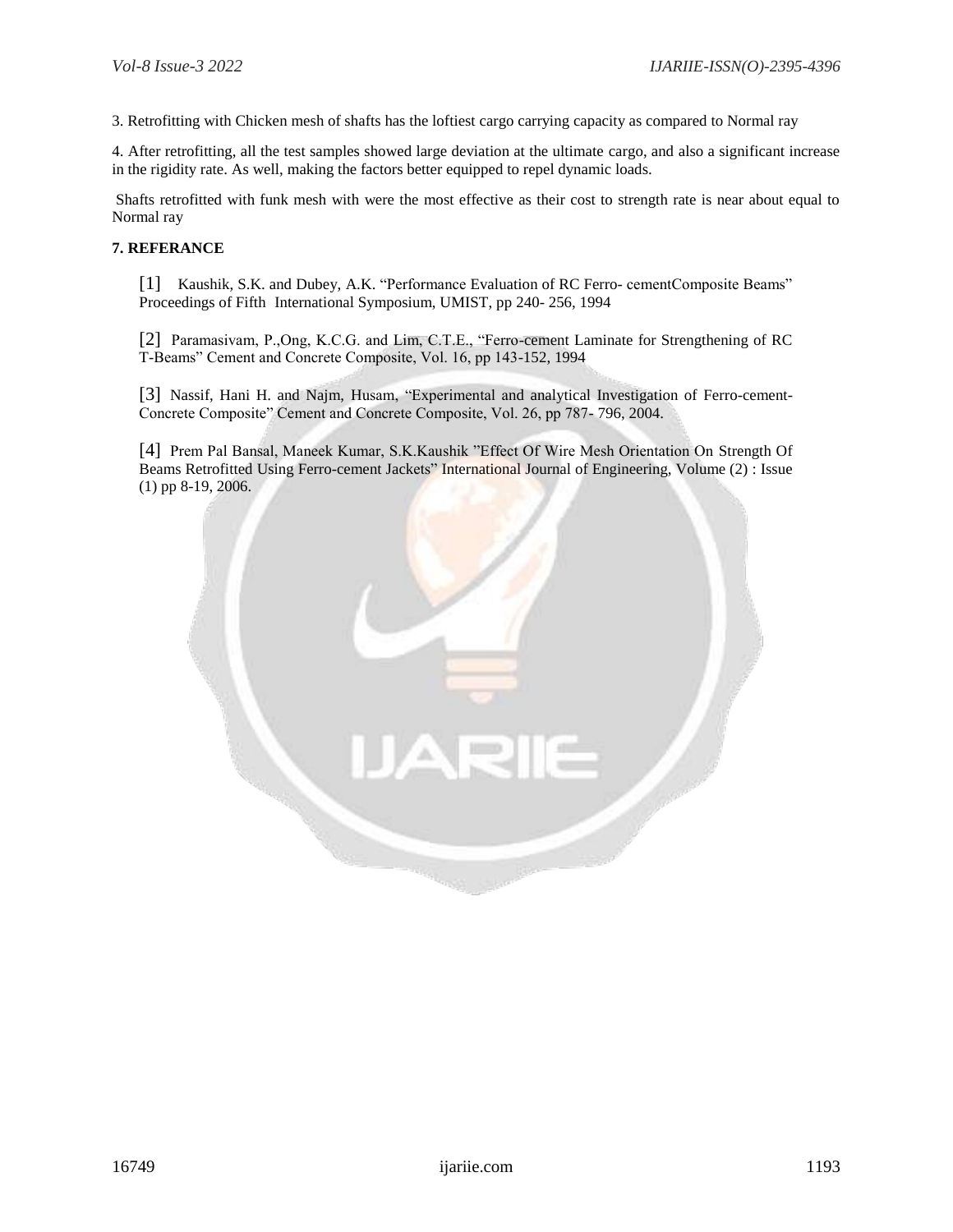3. Retrofitting with Chicken mesh of shafts has the loftiest cargo carrying capacity as compared to Normal ray

4. After retrofitting, all the test samples showed large deviation at the ultimate cargo, and also a significant increase in the rigidity rate. As well, making the factors better equipped to repel dynamic loads.

Shafts retrofitted with funk mesh with were the most effective as their cost to strength rate is near about equal to Normal ray

**7. REFERANCE**

[1] Kaushik, S.K. and Dubey, A.K. "Performance Evaluation of RC Ferro- cementComposite Beams" Proceedings of Fifth International Symposium, UMIST, pp 240- 256, 1994

[2] Paramasivam, P.,Ong, K.C.G. and Lim, C.T.E., "Ferro-cement Laminate for Strengthening of RC T-Beams" Cement and Concrete Composite, Vol. 16, pp 143-152, 1994

[3] Nassif, Hani H. and Najm, Husam, "Experimental and analytical Investigation of Ferro-cement-Concrete Composite" Cement and Concrete Composite, Vol. 26, pp 787- 796, 2004.

[4] Prem Pal Bansal, Maneek Kumar, S.K.Kaushik "Effect Of Wire Mesh Orientation On Strength Of Beams Retrofitted Using Ferro-cement Jackets" International Journal of Engineering, Volume (2) : Issue (1) pp 8-19, 2006.